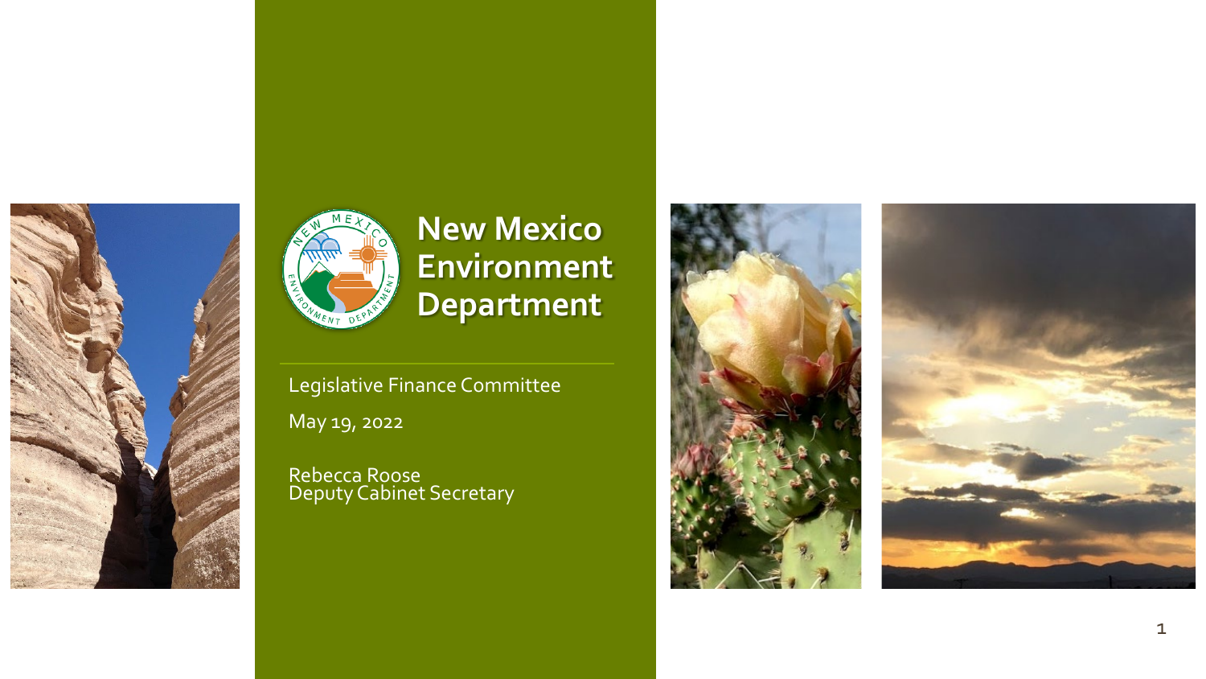# New Mexico Environment Department

Legislative Finance Committee

May 19, 2022

Rebecca Roose
Deputy Cabinet Secretary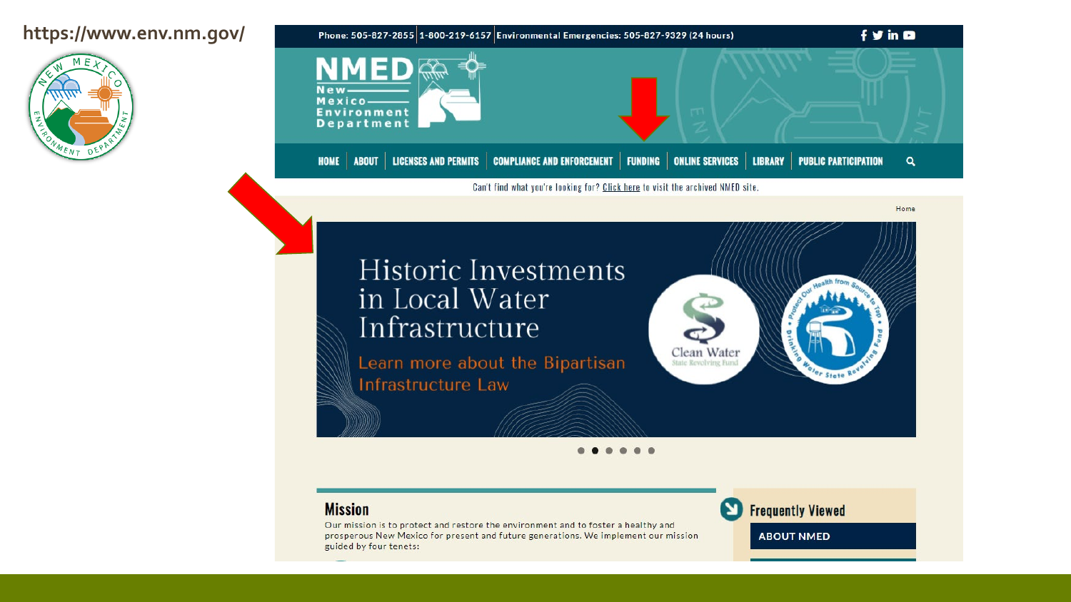https://www.env.nm.gov/

Phone: 505-827-2855 | 1-800-219-6157 | Environmental Emergencies: 505-827-9329 (24 hours)

NMED New Mexico Environment Department

HOME | ABOUT | LICENSES AND PERMITS | COMPLIANCE AND ENFORCEMENT | FUNDING | ONLINE SERVICES | LIBRARY | PUBLIC PARTICIPATION

Can't find what you're looking for? Click here to visit the archived NMED site.

Home

Historic Investments in Local Water Infrastructure

Learn more about the Bipartisan Infrastructure Law

Clean Water State Revolving Fund

Protect Our Health from Source to Tap • Drinking Water State Revolving Fund

## Mission

Our mission is to protect and restore the environment and to foster a healthy and prosperous New Mexico for present and future generations. We implement our mission guided by four tenets:

## Frequently Viewed

ABOUT NMED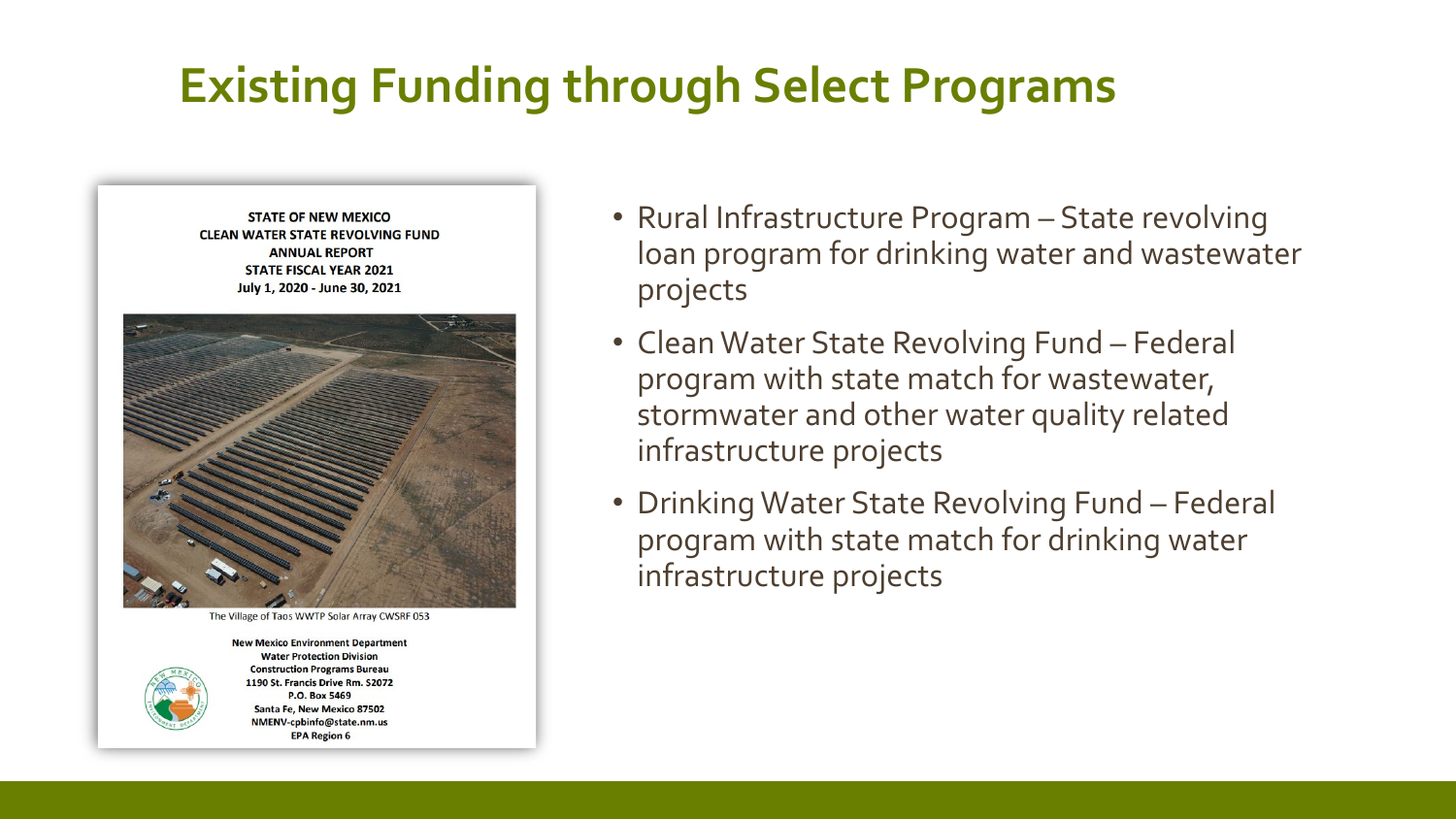# Existing Funding through Select Programs

**STATE OF NEW MEXICO**
**CLEAN WATER STATE REVOLVING FUND**
**ANNUAL REPORT**
**STATE FISCAL YEAR 2021**
**July 1, 2020 - June 30, 2021**

The Village of Taos WWTP Solar Array CWSRF 053

**New Mexico Environment Department**
**Water Protection Division**
**Construction Programs Bureau**
**1190 St. Francis Drive Rm. S2072**
**P.O. Box 5469**
**Santa Fe, New Mexico 87502**
**NMENV-cpbinfo@state.nm.us**
**EPA Region 6**

- Rural Infrastructure Program – State revolving loan program for drinking water and wastewater projects
- Clean Water State Revolving Fund – Federal program with state match for wastewater, stormwater and other water quality related infrastructure projects
- Drinking Water State Revolving Fund – Federal program with state match for drinking water infrastructure projects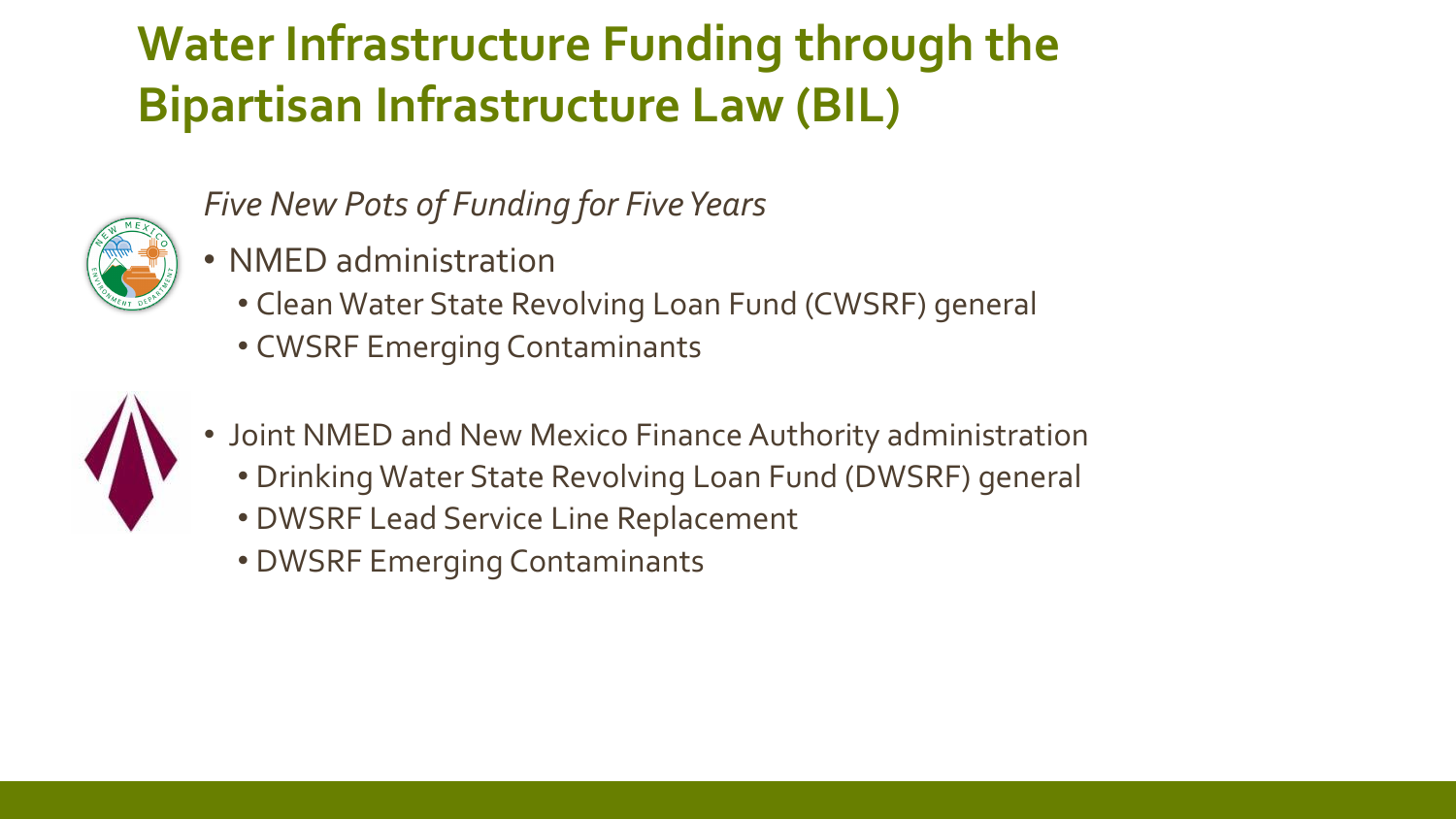# Water Infrastructure Funding through the Bipartisan Infrastructure Law (BIL)

*Five New Pots of Funding for Five Years*

- NMED administration
  - Clean Water State Revolving Loan Fund (CWSRF) general
  - CWSRF Emerging Contaminants
- Joint NMED and New Mexico Finance Authority administration
  - Drinking Water State Revolving Loan Fund (DWSRF) general
  - DWSRF Lead Service Line Replacement
  - DWSRF Emerging Contaminants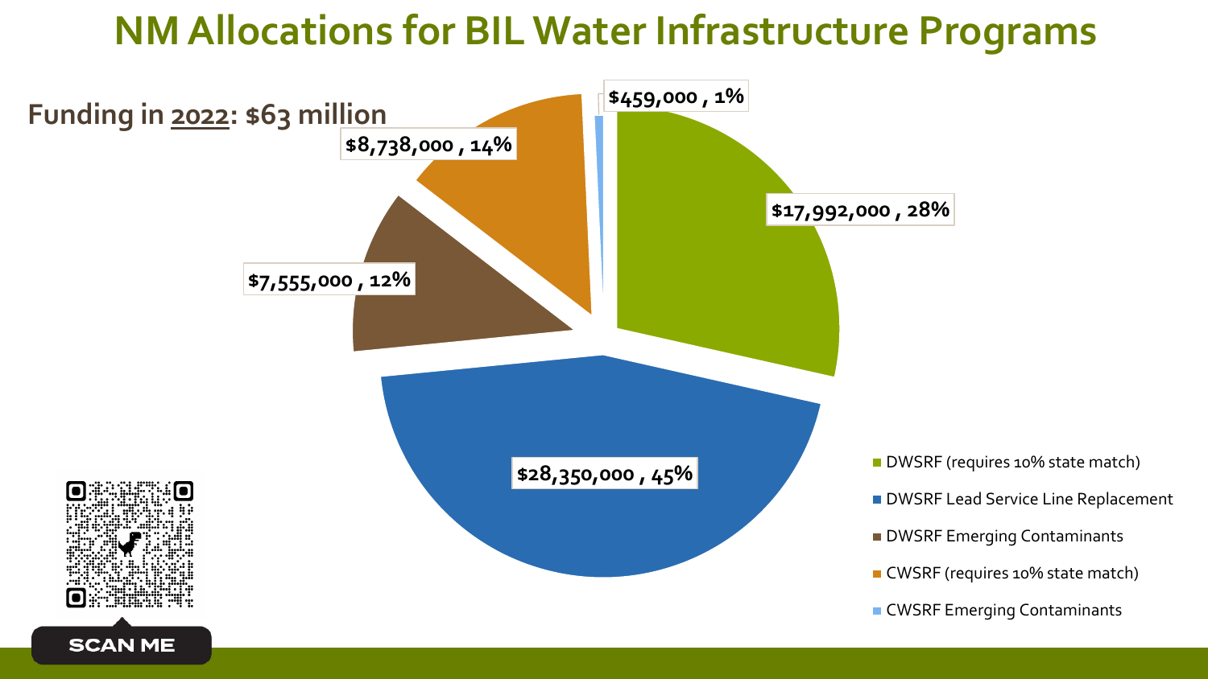# NM Allocations for BIL Water Infrastructure Programs

**Funding in 2022: $63 million**

| Program | Amount | Percent |
| --- | --- | --- |
| DWSRF (requires 10% state match) | $17,992,000 | 28% |
| DWSRF Lead Service Line Replacement | $28,350,000 | 45% |
| DWSRF Emerging Contaminants | $7,555,000 | 12% |
| CWSRF (requires 10% state match) | $8,738,000 | 14% |
| CWSRF Emerging Contaminants | $459,000 | 1% |

SCAN ME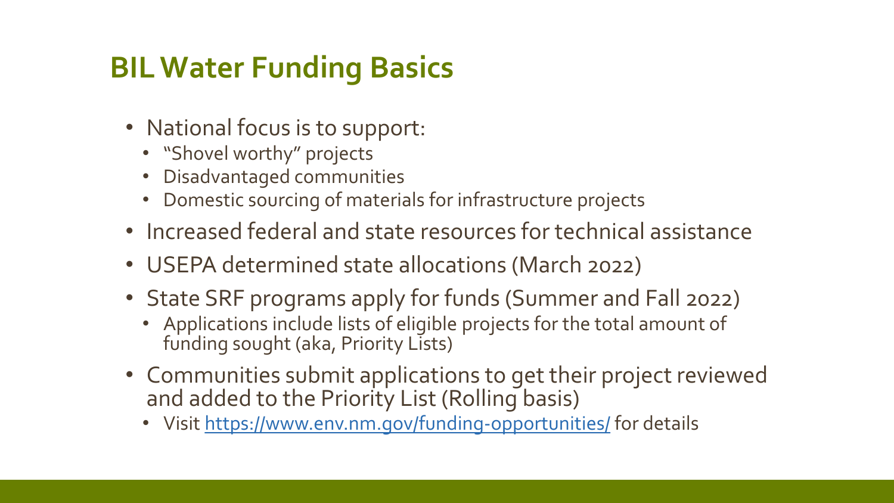# BIL Water Funding Basics

- National focus is to support:
  - "Shovel worthy" projects
  - Disadvantaged communities
  - Domestic sourcing of materials for infrastructure projects
- Increased federal and state resources for technical assistance
- USEPA determined state allocations (March 2022)
- State SRF programs apply for funds (Summer and Fall 2022)
  - Applications include lists of eligible projects for the total amount of funding sought (aka, Priority Lists)
- Communities submit applications to get their project reviewed and added to the Priority List (Rolling basis)
  - Visit [https://www.env.nm.gov/funding-opportunities/](https://www.env.nm.gov/funding-opportunities/) for details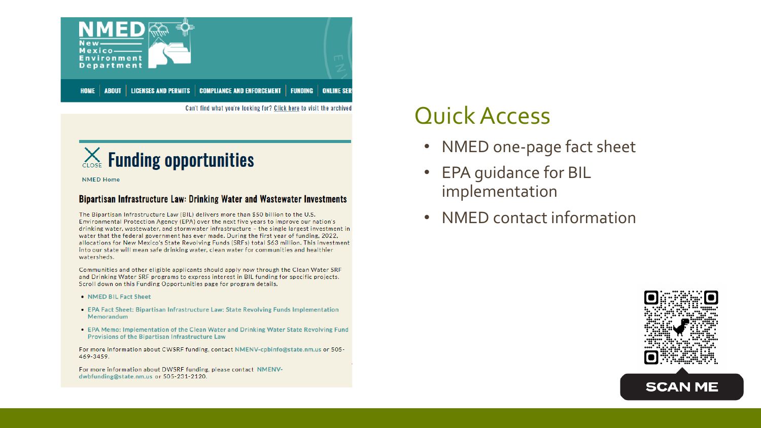## Quick Access

- NMED one-page fact sheet
- EPA guidance for BIL implementation
- NMED contact information

NMED New Mexico Environment Department

HOME | ABOUT | LICENSES AND PERMITS | COMPLIANCE AND ENFORCEMENT | FUNDING | ONLINE SER

Can't find what you're looking for? Click here to visit the archived

# Funding opportunities

NMED Home

### Bipartisan Infrastructure Law: Drinking Water and Wastewater Investments

The Bipartisan Infrastructure Law (BIL) delivers more than $50 billion to the U.S. Environmental Protection Agency (EPA) over the next five years to improve our nation's drinking water, wastewater, and stormwater infrastructure – the single largest investment in water that the federal government has ever made. During the first year of funding, 2022, allocations for New Mexico's State Revolving Funds (SRFs) total $63 million. This investment into our state will mean safe drinking water, clean water for communities and healthier watersheds.

Communities and other eligible applicants should apply now through the Clean Water SRF and Drinking Water SRF programs to express interest in BIL funding for specific projects. Scroll down on this Funding Opportunities page for program details.

- NMED BIL Fact Sheet
- EPA Fact Sheet: Bipartisan Infrastructure Law: State Revolving Funds Implementation Memorandum
- EPA Memo: Implementation of the Clean Water and Drinking Water State Revolving Fund Provisions of the Bipartisan Infrastructure Law

For more information about CWSRF funding, contact NMENV-cpbinfo@state.nm.us or 505-469-3459.

For more information about DWSRF funding, please contact NMENV-dwbfunding@state.nm.us or 505-231-2120.

SCAN ME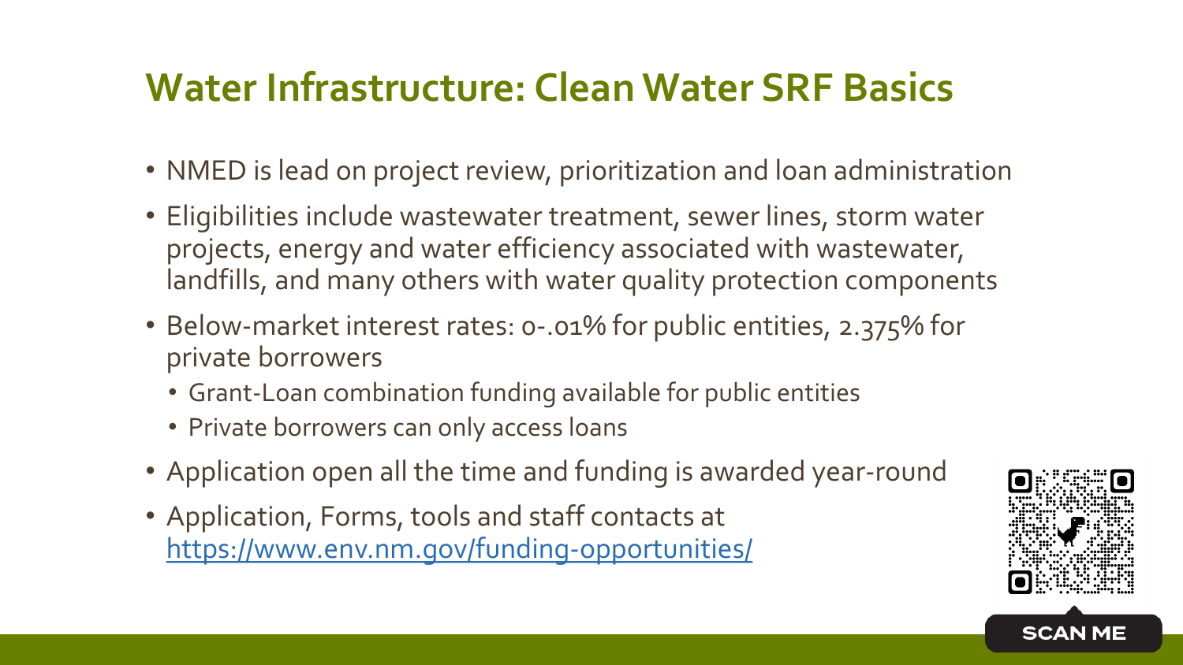## Water Infrastructure: Clean Water SRF Basics

- NMED is lead on project review, prioritization and loan administration
- Eligibilities include wastewater treatment, sewer lines, storm water projects, energy and water efficiency associated with wastewater, landfills, and many others with water quality protection components
- Below-market interest rates: 0-.01% for public entities, 2.375% for private borrowers
  - Grant-Loan combination funding available for public entities
  - Private borrowers can only access loans
- Application open all the time and funding is awarded year-round
- Application, Forms, tools and staff contacts at https://www.env.nm.gov/funding-opportunities/

SCAN ME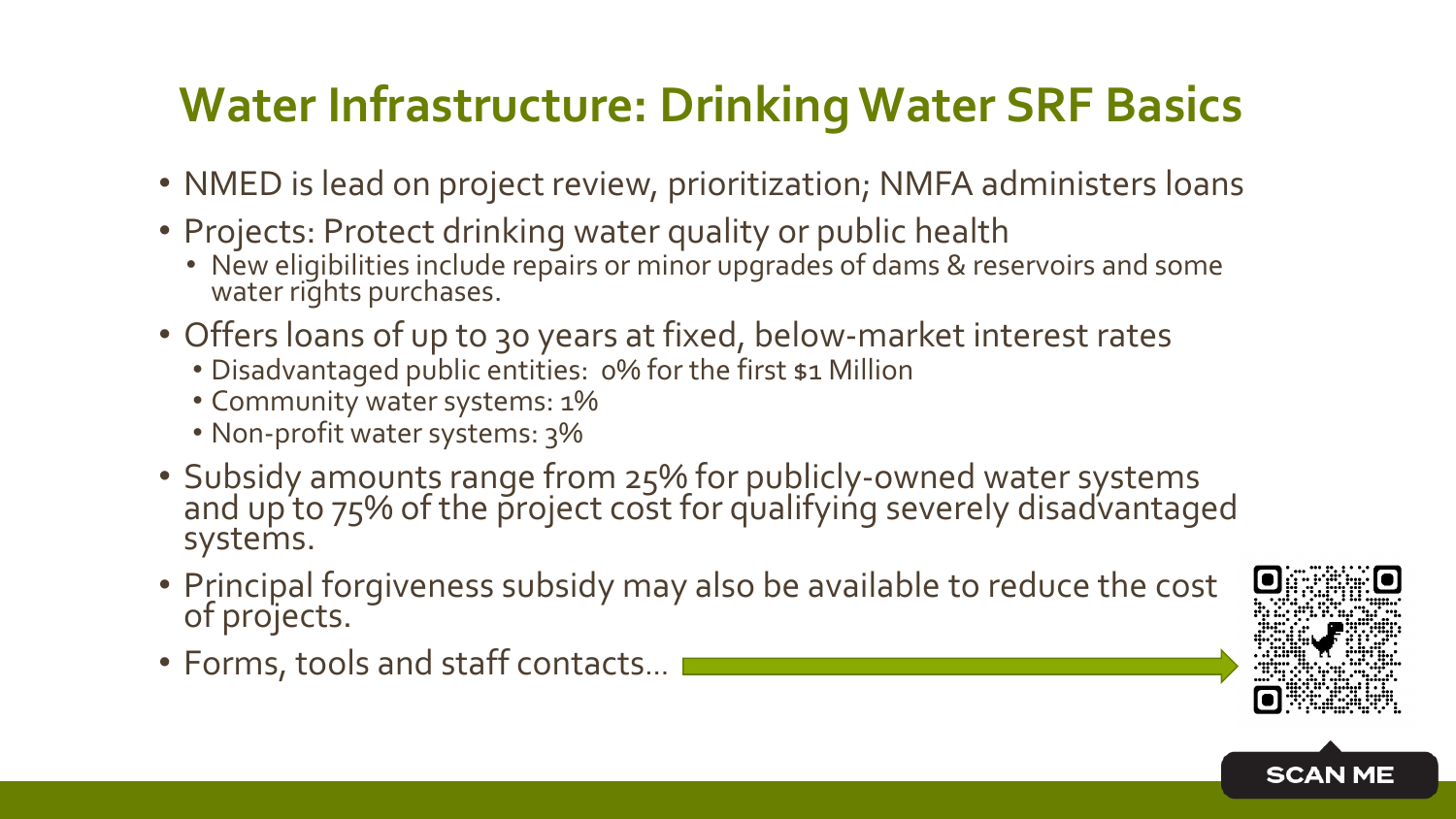# Water Infrastructure: Drinking Water SRF Basics

- NMED is lead on project review, prioritization; NMFA administers loans
- Projects: Protect drinking water quality or public health
  - New eligibilities include repairs or minor upgrades of dams & reservoirs and some water rights purchases.
- Offers loans of up to 30 years at fixed, below-market interest rates
  - Disadvantaged public entities: 0% for the first $1 Million
  - Community water systems: 1%
  - Non-profit water systems: 3%
- Subsidy amounts range from 25% for publicly-owned water systems and up to 75% of the project cost for qualifying severely disadvantaged systems.
- Principal forgiveness subsidy may also be available to reduce the cost of projects.
- Forms, tools and staff contacts…

SCAN ME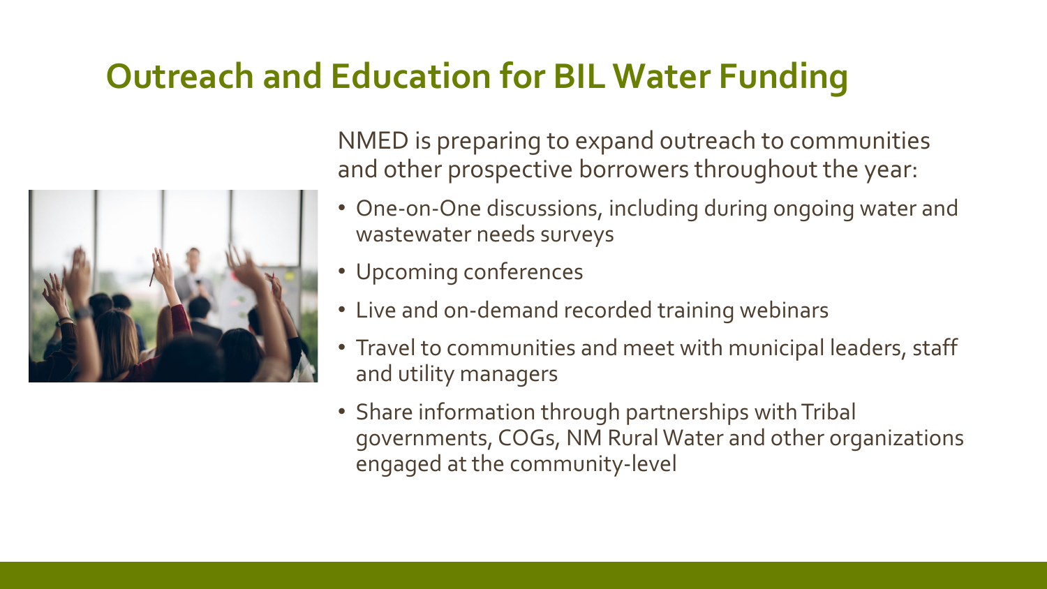# Outreach and Education for BIL Water Funding

NMED is preparing to expand outreach to communities and other prospective borrowers throughout the year:

- One-on-One discussions, including during ongoing water and wastewater needs surveys
- Upcoming conferences
- Live and on-demand recorded training webinars
- Travel to communities and meet with municipal leaders, staff and utility managers
- Share information through partnerships with Tribal governments, COGs, NM Rural Water and other organizations engaged at the community-level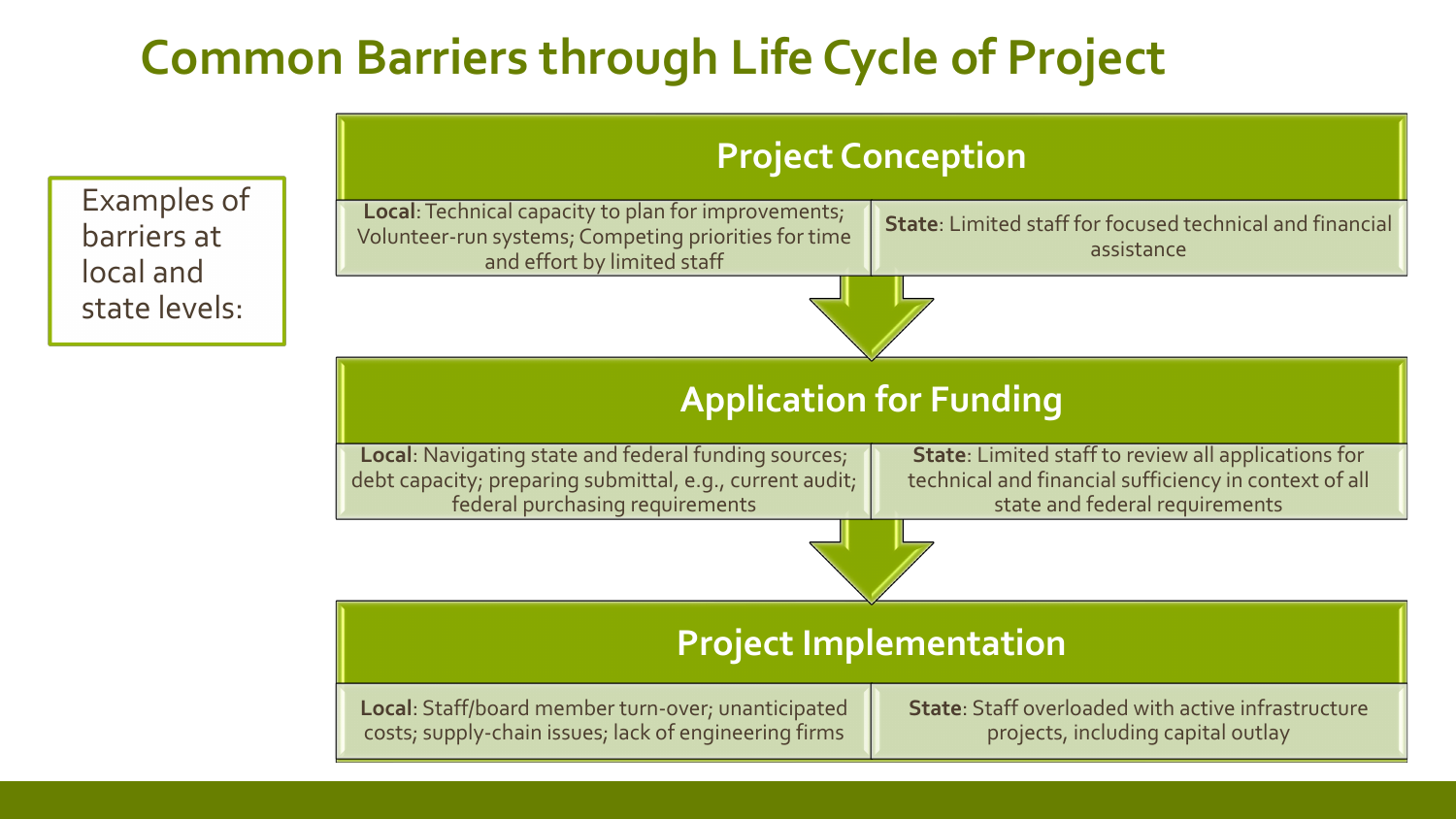# Common Barriers through Life Cycle of Project

Examples of barriers at local and state levels:

## Project Conception

**Local**: Technical capacity to plan for improvements; Volunteer-run systems; Competing priorities for time and effort by limited staff

**State**: Limited staff for focused technical and financial assistance

## Application for Funding

**Local**: Navigating state and federal funding sources; debt capacity; preparing submittal, e.g., current audit; federal purchasing requirements

**State**: Limited staff to review all applications for technical and financial sufficiency in context of all state and federal requirements

## Project Implementation

**Local**: Staff/board member turn-over; unanticipated costs; supply-chain issues; lack of engineering firms

**State**: Staff overloaded with active infrastructure projects, including capital outlay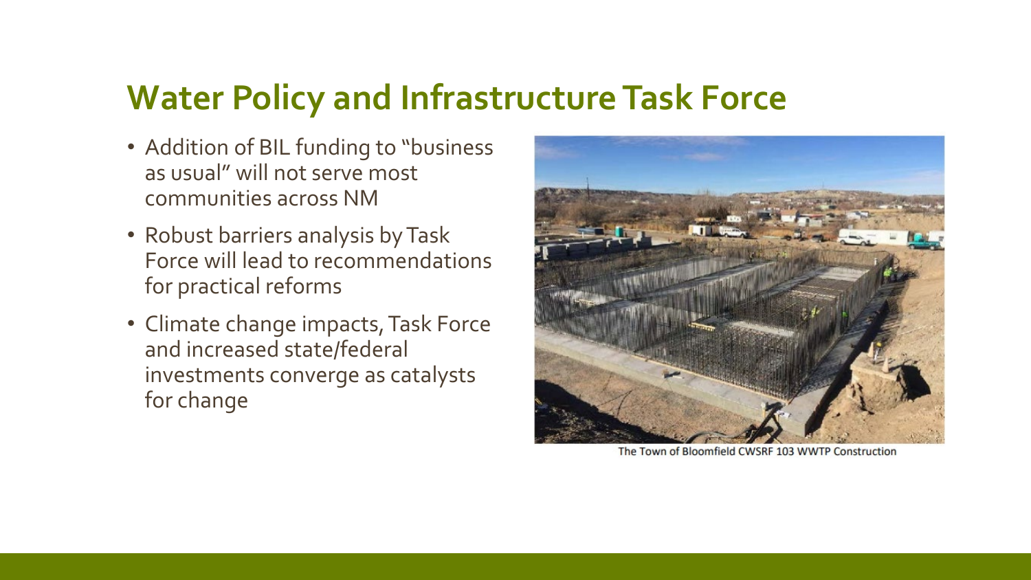## Water Policy and Infrastructure Task Force

- Addition of BIL funding to "business as usual" will not serve most communities across NM
- Robust barriers analysis by Task Force will lead to recommendations for practical reforms
- Climate change impacts, Task Force and increased state/federal investments converge as catalysts for change

The Town of Bloomfield CWSRF 103 WWTP Construction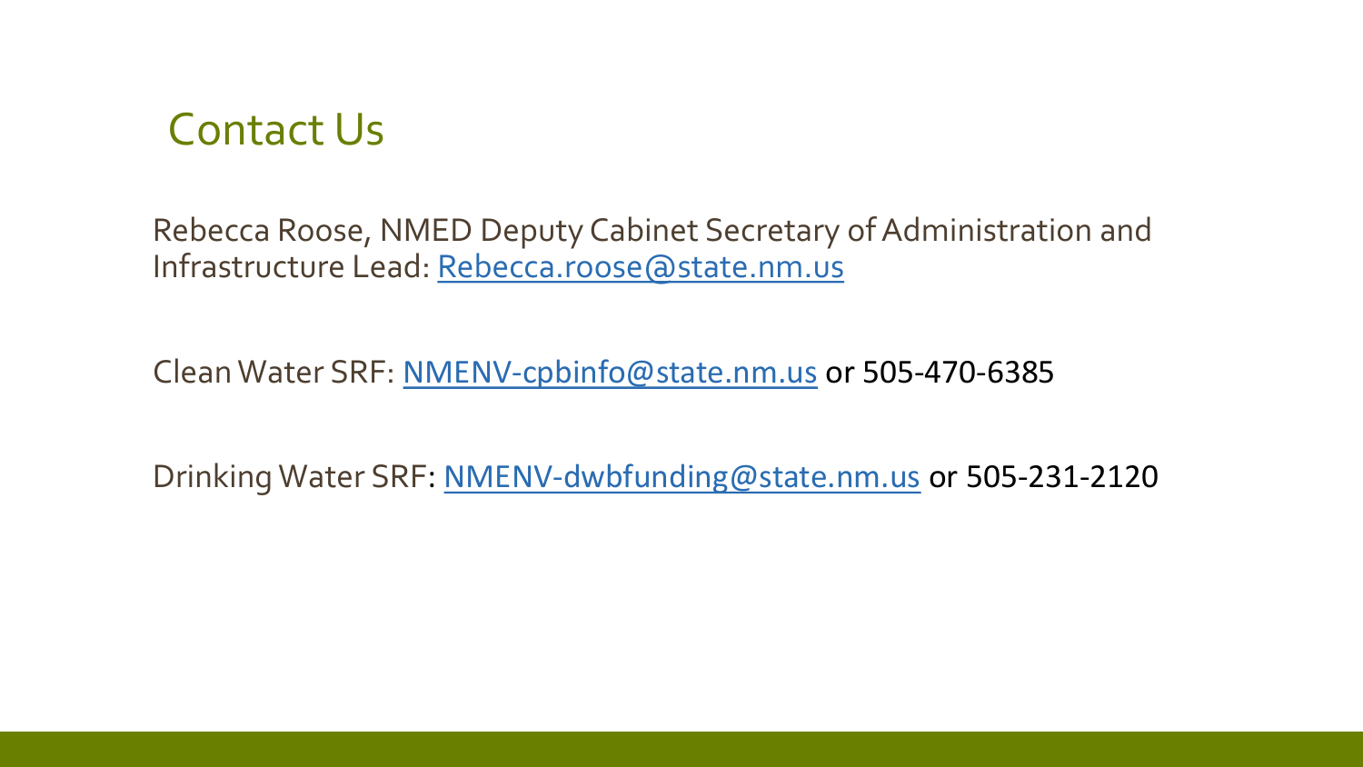# Contact Us

Rebecca Roose, NMED Deputy Cabinet Secretary of Administration and Infrastructure Lead: Rebecca.roose@state.nm.us

Clean Water SRF: NMENV-cpbinfo@state.nm.us or 505-470-6385

Drinking Water SRF: NMENV-dwbfunding@state.nm.us or 505-231-2120